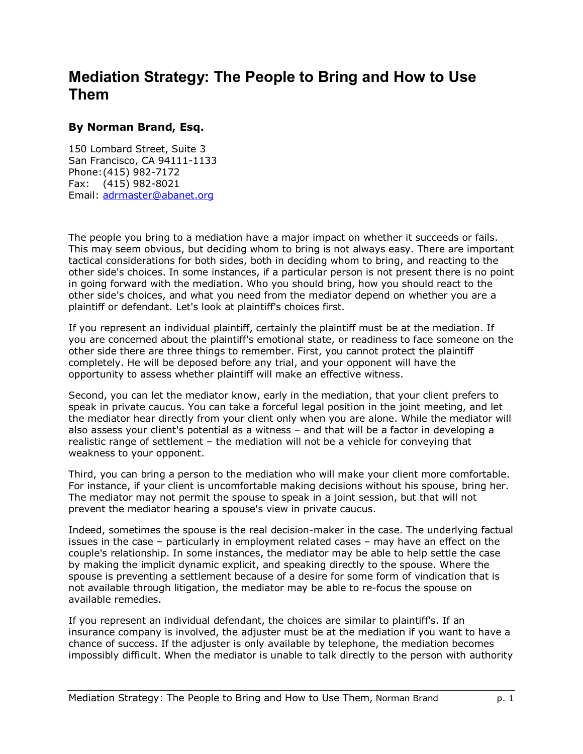# Mediation Strategy: The People to Bring and How to Use Them

**By Norman Brand, Esq.**

150 Lombard Street, Suite 3
San Francisco, CA 94111-1133
Phone: (415) 982-7172
Fax: (415) 982-8021
Email: adrmaster@abanet.org

The people you bring to a mediation have a major impact on whether it succeeds or fails. This may seem obvious, but deciding whom to bring is not always easy. There are important tactical considerations for both sides, both in deciding whom to bring, and reacting to the other side's choices. In some instances, if a particular person is not present there is no point in going forward with the mediation. Who you should bring, how you should react to the other side's choices, and what you need from the mediator depend on whether you are a plaintiff or defendant. Let's look at plaintiff's choices first.

If you represent an individual plaintiff, certainly the plaintiff must be at the mediation. If you are concerned about the plaintiff's emotional state, or readiness to face someone on the other side there are three things to remember. First, you cannot protect the plaintiff completely. He will be deposed before any trial, and your opponent will have the opportunity to assess whether plaintiff will make an effective witness.

Second, you can let the mediator know, early in the mediation, that your client prefers to speak in private caucus. You can take a forceful legal position in the joint meeting, and let the mediator hear directly from your client only when you are alone. While the mediator will also assess your client's potential as a witness – and that will be a factor in developing a realistic range of settlement – the mediation will not be a vehicle for conveying that weakness to your opponent.

Third, you can bring a person to the mediation who will make your client more comfortable. For instance, if your client is uncomfortable making decisions without his spouse, bring her. The mediator may not permit the spouse to speak in a joint session, but that will not prevent the mediator hearing a spouse's view in private caucus.

Indeed, sometimes the spouse is the real decision-maker in the case. The underlying factual issues in the case – particularly in employment related cases – may have an effect on the couple's relationship. In some instances, the mediator may be able to help settle the case by making the implicit dynamic explicit, and speaking directly to the spouse. Where the spouse is preventing a settlement because of a desire for some form of vindication that is not available through litigation, the mediator may be able to re-focus the spouse on available remedies.

If you represent an individual defendant, the choices are similar to plaintiff's. If an insurance company is involved, the adjuster must be at the mediation if you want to have a chance of success. If the adjuster is only available by telephone, the mediation becomes impossibly difficult. When the mediator is unable to talk directly to the person with authority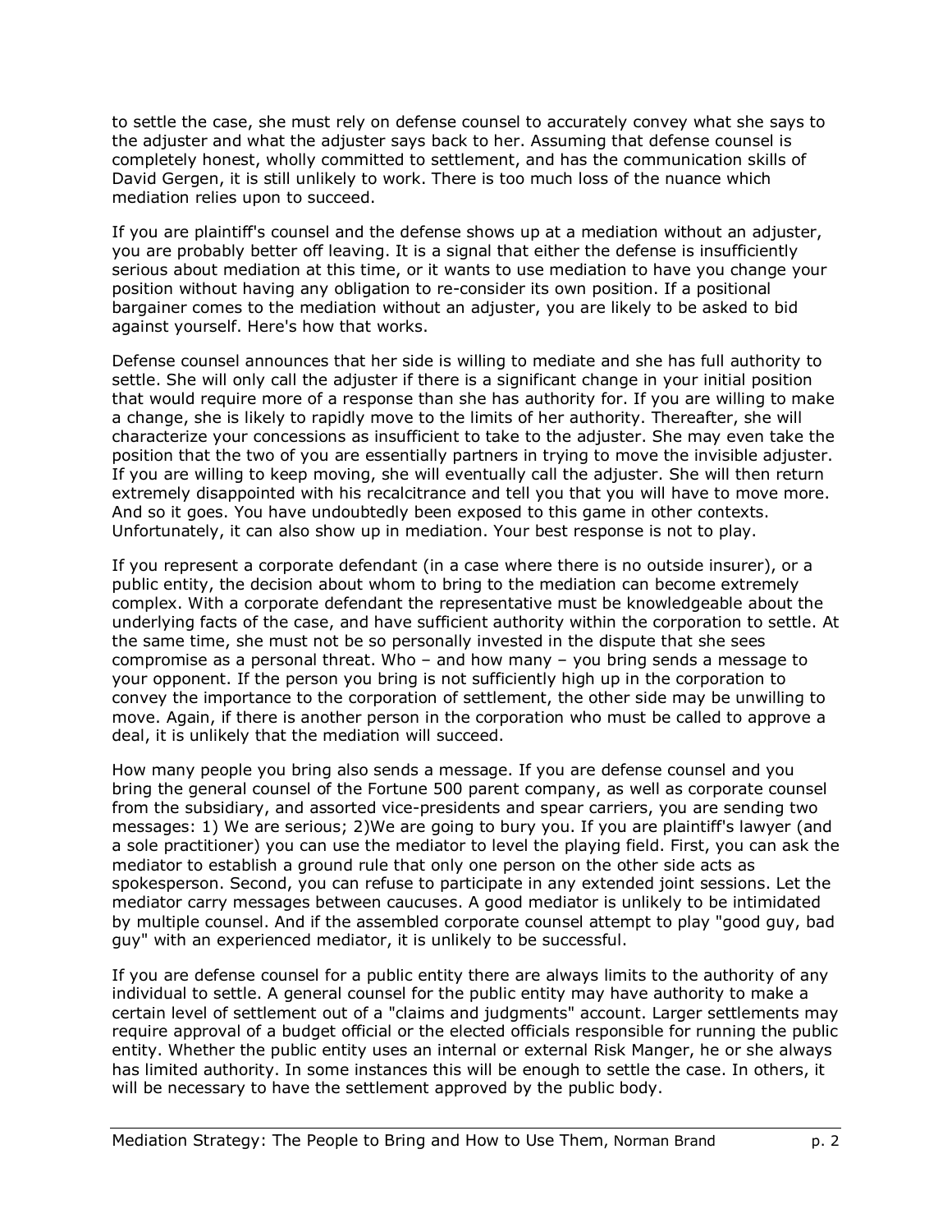to settle the case, she must rely on defense counsel to accurately convey what she says to the adjuster and what the adjuster says back to her. Assuming that defense counsel is completely honest, wholly committed to settlement, and has the communication skills of David Gergen, it is still unlikely to work. There is too much loss of the nuance which mediation relies upon to succeed.

If you are plaintiff's counsel and the defense shows up at a mediation without an adjuster, you are probably better off leaving. It is a signal that either the defense is insufficiently serious about mediation at this time, or it wants to use mediation to have you change your position without having any obligation to re-consider its own position. If a positional bargainer comes to the mediation without an adjuster, you are likely to be asked to bid against yourself. Here's how that works.

Defense counsel announces that her side is willing to mediate and she has full authority to settle. She will only call the adjuster if there is a significant change in your initial position that would require more of a response than she has authority for. If you are willing to make a change, she is likely to rapidly move to the limits of her authority. Thereafter, she will characterize your concessions as insufficient to take to the adjuster. She may even take the position that the two of you are essentially partners in trying to move the invisible adjuster. If you are willing to keep moving, she will eventually call the adjuster. She will then return extremely disappointed with his recalcitrance and tell you that you will have to move more. And so it goes. You have undoubtedly been exposed to this game in other contexts. Unfortunately, it can also show up in mediation. Your best response is not to play.

If you represent a corporate defendant (in a case where there is no outside insurer), or a public entity, the decision about whom to bring to the mediation can become extremely complex. With a corporate defendant the representative must be knowledgeable about the underlying facts of the case, and have sufficient authority within the corporation to settle. At the same time, she must not be so personally invested in the dispute that she sees compromise as a personal threat. Who – and how many – you bring sends a message to your opponent. If the person you bring is not sufficiently high up in the corporation to convey the importance to the corporation of settlement, the other side may be unwilling to move. Again, if there is another person in the corporation who must be called to approve a deal, it is unlikely that the mediation will succeed.

How many people you bring also sends a message. If you are defense counsel and you bring the general counsel of the Fortune 500 parent company, as well as corporate counsel from the subsidiary, and assorted vice-presidents and spear carriers, you are sending two messages: 1) We are serious; 2)We are going to bury you. If you are plaintiff's lawyer (and a sole practitioner) you can use the mediator to level the playing field. First, you can ask the mediator to establish a ground rule that only one person on the other side acts as spokesperson. Second, you can refuse to participate in any extended joint sessions. Let the mediator carry messages between caucuses. A good mediator is unlikely to be intimidated by multiple counsel. And if the assembled corporate counsel attempt to play "good guy, bad guy" with an experienced mediator, it is unlikely to be successful.

If you are defense counsel for a public entity there are always limits to the authority of any individual to settle. A general counsel for the public entity may have authority to make a certain level of settlement out of a "claims and judgments" account. Larger settlements may require approval of a budget official or the elected officials responsible for running the public entity. Whether the public entity uses an internal or external Risk Manger, he or she always has limited authority. In some instances this will be enough to settle the case. In others, it will be necessary to have the settlement approved by the public body.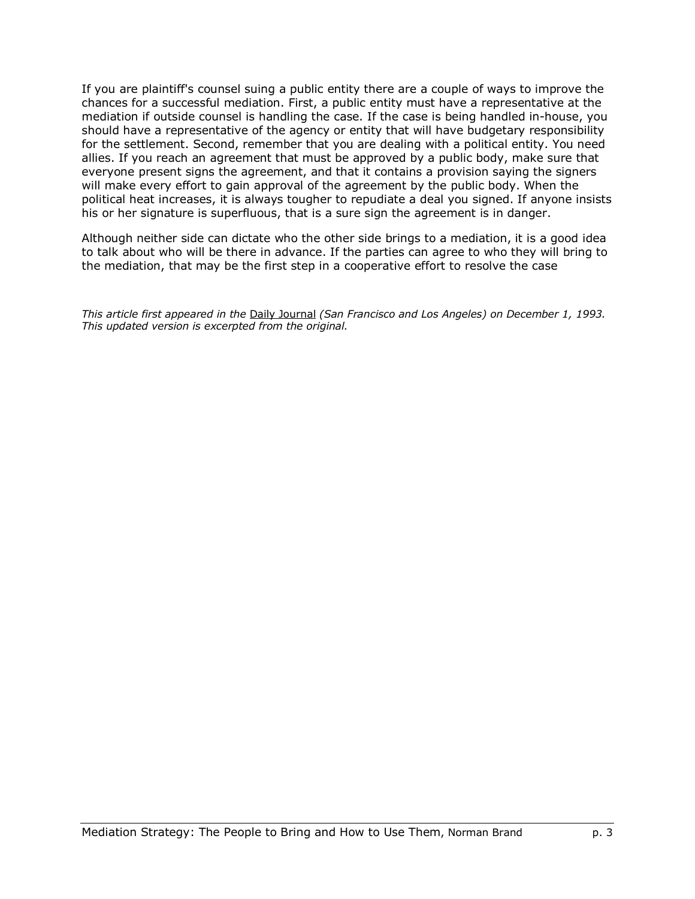If you are plaintiff's counsel suing a public entity there are a couple of ways to improve the chances for a successful mediation. First, a public entity must have a representative at the mediation if outside counsel is handling the case. If the case is being handled in-house, you should have a representative of the agency or entity that will have budgetary responsibility for the settlement. Second, remember that you are dealing with a political entity. You need allies. If you reach an agreement that must be approved by a public body, make sure that everyone present signs the agreement, and that it contains a provision saying the signers will make every effort to gain approval of the agreement by the public body. When the political heat increases, it is always tougher to repudiate a deal you signed. If anyone insists his or her signature is superfluous, that is a sure sign the agreement is in danger.

Although neither side can dictate who the other side brings to a mediation, it is a good idea to talk about who will be there in advance. If the parties can agree to who they will bring to the mediation, that may be the first step in a cooperative effort to resolve the case

*This article first appeared in the* Daily Journal *(San Francisco and Los Angeles) on December 1, 1993. This updated version is excerpted from the original.*